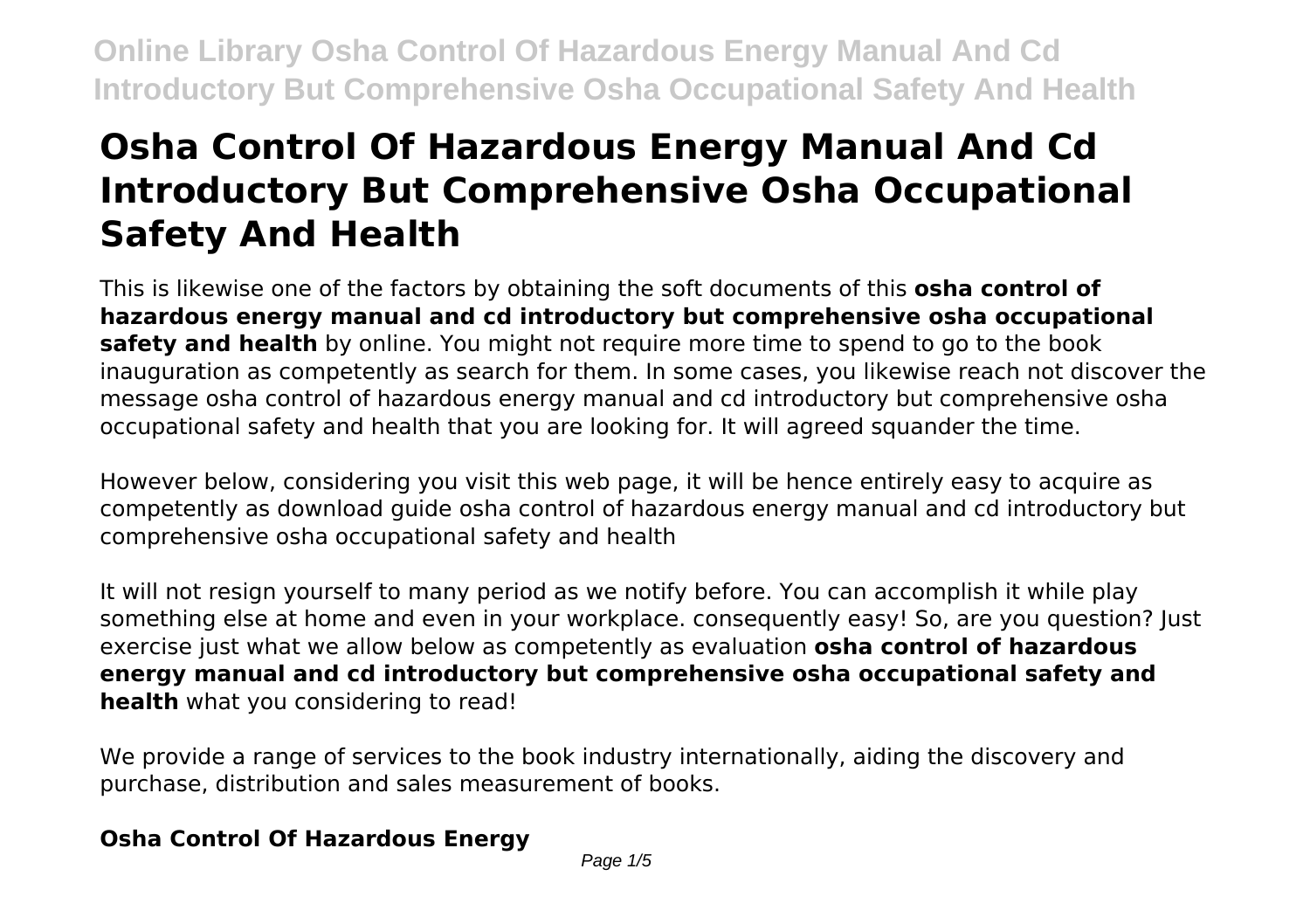# Osha Control Of Hazardous Energy Manual And Cd Introductory But Comprehensive Osha Occupational Safety And Health

This is likewise one of the factors by obtaining the soft documents of this **osha control of hazardous energy manual and cd introductory but comprehensive osha occupational safety and health** by online. You might not require more time to spend to go to the book inauguration as competently as search for them. In some cases, you likewise reach not discover the message osha control of hazardous energy manual and cd introductory but comprehensive osha occupational safety and health that you are looking for. It will agreed squander the time.

However below, considering you visit this web page, it will be hence entirely easy to acquire as competently as download guide osha control of hazardous energy manual and cd introductory but comprehensive osha occupational safety and health

It will not resign yourself to many period as we notify before. You can accomplish it while play something else at home and even in your workplace. consequently easy! So, are you question? Just exercise just what we allow below as competently as evaluation **osha control of hazardous energy manual and cd introductory but comprehensive osha occupational safety and health** what you considering to read!

We provide a range of services to the book industry internationally, aiding the discovery and purchase, distribution and sales measurement of books.

## Osha Control Of Hazardous Energy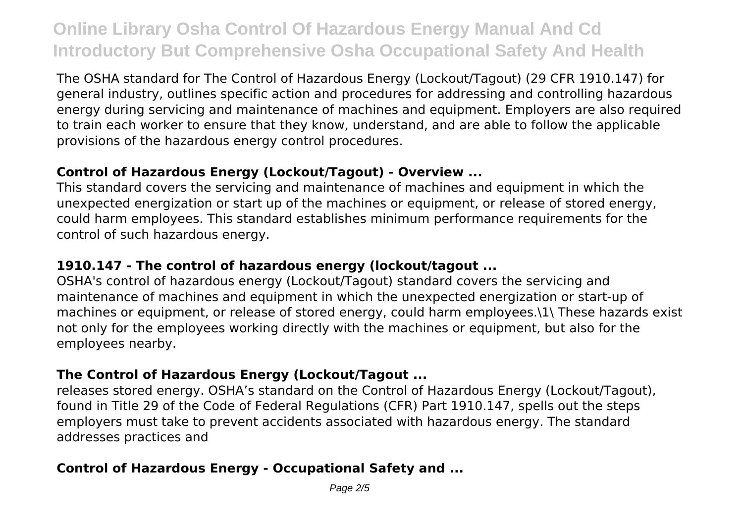The OSHA standard for The Control of Hazardous Energy (Lockout/Tagout) (29 CFR 1910.147) for general industry, outlines specific action and procedures for addressing and controlling hazardous energy during servicing and maintenance of machines and equipment. Employers are also required to train each worker to ensure that they know, understand, and are able to follow the applicable provisions of the hazardous energy control procedures.

### Control of Hazardous Energy (Lockout/Tagout) - Overview ...

This standard covers the servicing and maintenance of machines and equipment in which the unexpected energization or start up of the machines or equipment, or release of stored energy, could harm employees. This standard establishes minimum performance requirements for the control of such hazardous energy.

### 1910.147 - The control of hazardous energy (lockout/tagout ...

OSHA's control of hazardous energy (Lockout/Tagout) standard covers the servicing and maintenance of machines and equipment in which the unexpected energization or start-up of machines or equipment, or release of stored energy, could harm employees.\1\ These hazards exist not only for the employees working directly with the machines or equipment, but also for the employees nearby.

### The Control of Hazardous Energy (Lockout/Tagout ...

releases stored energy. OSHA's standard on the Control of Hazardous Energy (Lockout/Tagout), found in Title 29 of the Code of Federal Regulations (CFR) Part 1910.147, spells out the steps employers must take to prevent accidents associated with hazardous energy. The standard addresses practices and

### Control of Hazardous Energy - Occupational Safety and ...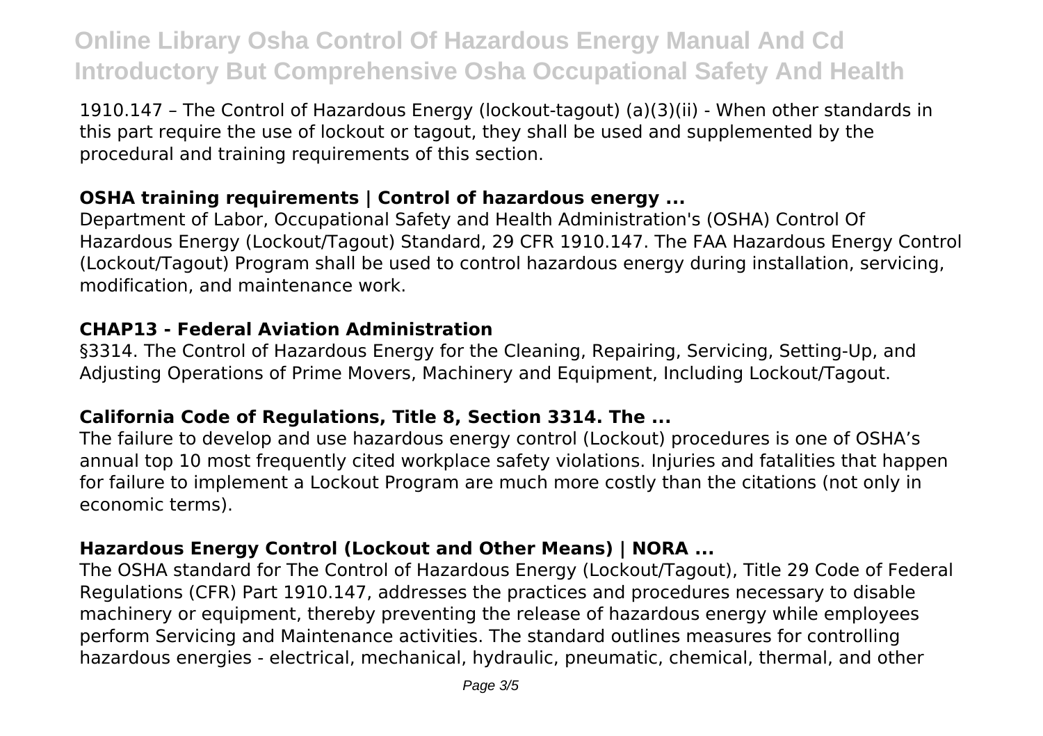1910.147 – The Control of Hazardous Energy (lockout-tagout) (a)(3)(ii) - When other standards in this part require the use of lockout or tagout, they shall be used and supplemented by the procedural and training requirements of this section.

### OSHA training requirements | Control of hazardous energy ...

Department of Labor, Occupational Safety and Health Administration's (OSHA) Control Of Hazardous Energy (Lockout/Tagout) Standard, 29 CFR 1910.147. The FAA Hazardous Energy Control (Lockout/Tagout) Program shall be used to control hazardous energy during installation, servicing, modification, and maintenance work.

### CHAP13 - Federal Aviation Administration

§3314. The Control of Hazardous Energy for the Cleaning, Repairing, Servicing, Setting-Up, and Adjusting Operations of Prime Movers, Machinery and Equipment, Including Lockout/Tagout.

### California Code of Regulations, Title 8, Section 3314. The ...

The failure to develop and use hazardous energy control (Lockout) procedures is one of OSHA's annual top 10 most frequently cited workplace safety violations. Injuries and fatalities that happen for failure to implement a Lockout Program are much more costly than the citations (not only in economic terms).

### Hazardous Energy Control (Lockout and Other Means) | NORA ...

The OSHA standard for The Control of Hazardous Energy (Lockout/Tagout), Title 29 Code of Federal Regulations (CFR) Part 1910.147, addresses the practices and procedures necessary to disable machinery or equipment, thereby preventing the release of hazardous energy while employees perform Servicing and Maintenance activities. The standard outlines measures for controlling hazardous energies - electrical, mechanical, hydraulic, pneumatic, chemical, thermal, and other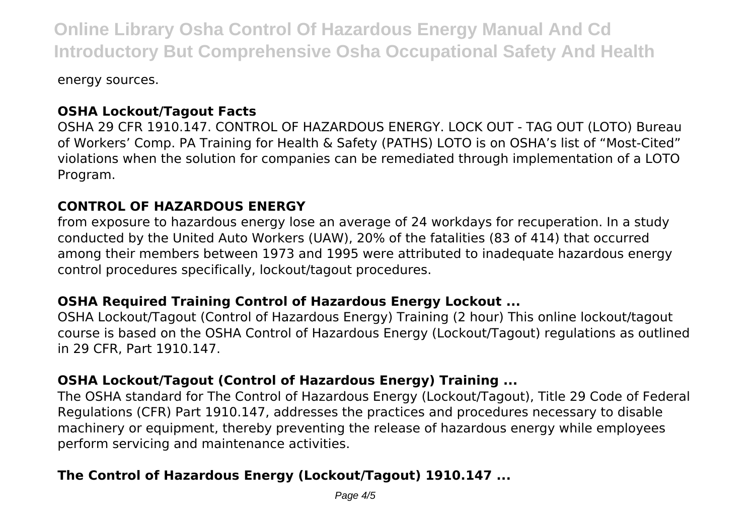energy sources.

### **OSHA Lockout/Tagout Facts**

OSHA 29 CFR 1910.147. CONTROL OF HAZARDOUS ENERGY. LOCK OUT - TAG OUT (LOTO) Bureau of Workers' Comp. PA Training for Health & Safety (PATHS) LOTO is on OSHA's list of "Most-Cited" violations when the solution for companies can be remediated through implementation of a LOTO Program.

### **CONTROL OF HAZARDOUS ENERGY**

from exposure to hazardous energy lose an average of 24 workdays for recuperation. In a study conducted by the United Auto Workers (UAW), 20% of the fatalities (83 of 414) that occurred among their members between 1973 and 1995 were attributed to inadequate hazardous energy control procedures specifically, lockout/tagout procedures.

### **OSHA Required Training Control of Hazardous Energy Lockout ...**

OSHA Lockout/Tagout (Control of Hazardous Energy) Training (2 hour) This online lockout/tagout course is based on the OSHA Control of Hazardous Energy (Lockout/Tagout) regulations as outlined in 29 CFR, Part 1910.147.

### **OSHA Lockout/Tagout (Control of Hazardous Energy) Training ...**

The OSHA standard for The Control of Hazardous Energy (Lockout/Tagout), Title 29 Code of Federal Regulations (CFR) Part 1910.147, addresses the practices and procedures necessary to disable machinery or equipment, thereby preventing the release of hazardous energy while employees perform servicing and maintenance activities.

### **The Control of Hazardous Energy (Lockout/Tagout) 1910.147 ...**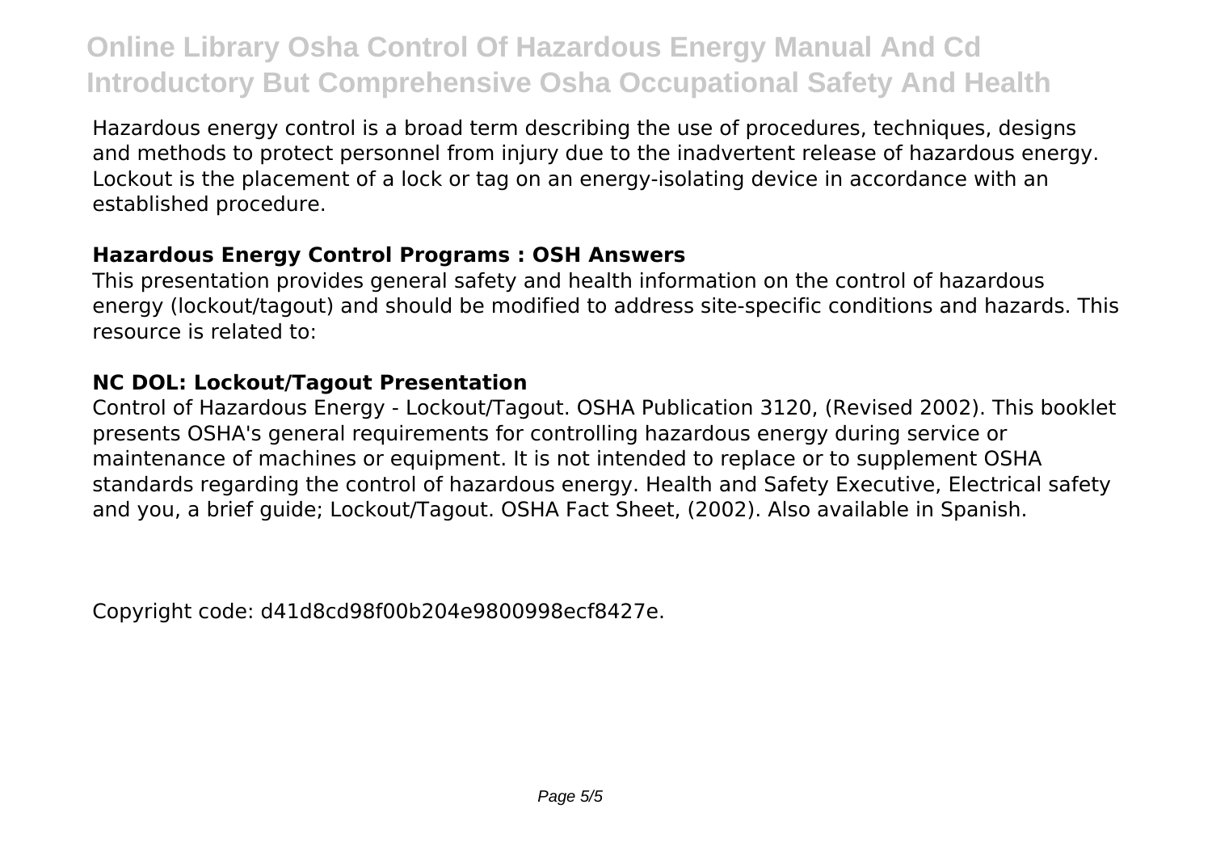Hazardous energy control is a broad term describing the use of procedures, techniques, designs and methods to protect personnel from injury due to the inadvertent release of hazardous energy. Lockout is the placement of a lock or tag on an energy-isolating device in accordance with an established procedure.

**Hazardous Energy Control Programs : OSH Answers**

This presentation provides general safety and health information on the control of hazardous energy (lockout/tagout) and should be modified to address site-specific conditions and hazards. This resource is related to:

**NC DOL: Lockout/Tagout Presentation**

Control of Hazardous Energy - Lockout/Tagout. OSHA Publication 3120, (Revised 2002). This booklet presents OSHA's general requirements for controlling hazardous energy during service or maintenance of machines or equipment. It is not intended to replace or to supplement OSHA standards regarding the control of hazardous energy. Health and Safety Executive, Electrical safety and you, a brief guide; Lockout/Tagout. OSHA Fact Sheet, (2002). Also available in Spanish.

Copyright code: d41d8cd98f00b204e9800998ecf8427e.